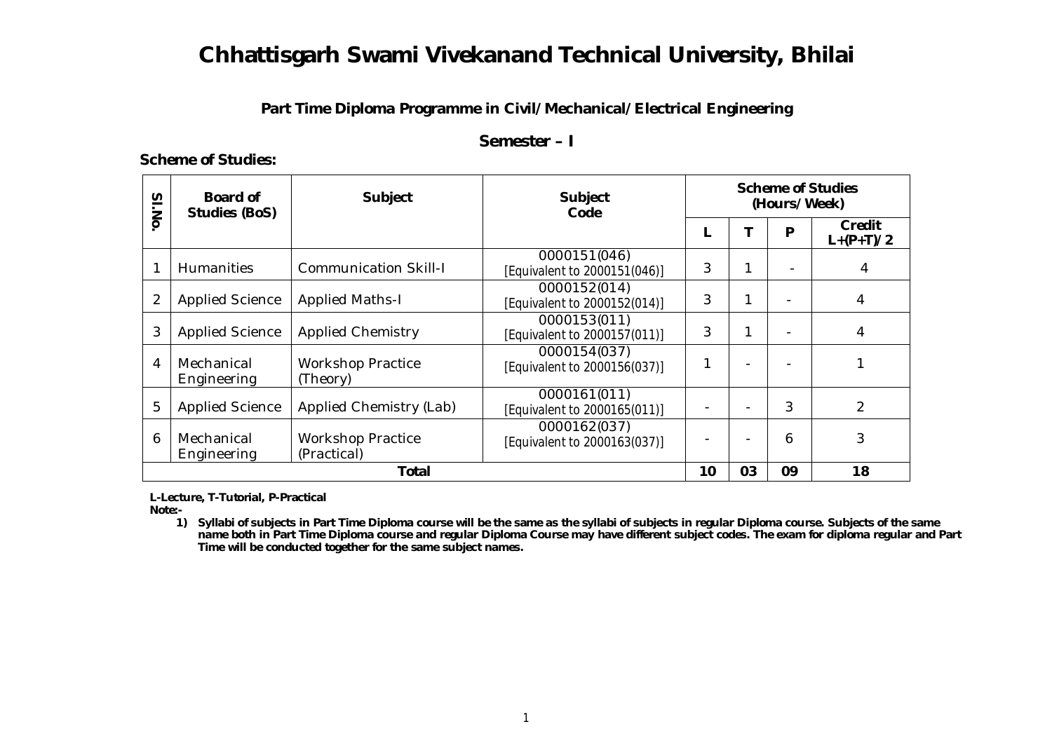# Chhattisgarh Swami Vivekanand Technical University, Bhilai

### Part Time Diploma Programme in Civil/Mechanical/Electrical Engineering

### Semester – I

**Scheme of Studies:**

| Sl.No. | Board of Studies (BoS) | Subject | Subject Code | Scheme of Studies (Hours/Week) | | | |
|---|---|---|---|---|---|---|---|
| | | | | L | T | P | Credit L+(P+T)/2 |
| 1 | Humanities | Communication Skill-I | 0000151(046) [Equivalent to 2000151(046)] | 3 | 1 | - | 4 |
| 2 | Applied Science | Applied Maths-I | 0000152(014) [Equivalent to 2000152(014)] | 3 | 1 | - | 4 |
| 3 | Applied Science | Applied Chemistry | 0000153(011) [Equivalent to 2000157(011)] | 3 | 1 | - | 4 |
| 4 | Mechanical Engineering | Workshop Practice (Theory) | 0000154(037) [Equivalent to 2000156(037)] | 1 | - | - | 1 |
| 5 | Applied Science | Applied Chemistry (Lab) | 0000161(011) [Equivalent to 2000165(011)] | - | - | 3 | 2 |
| 6 | Mechanical Engineering | Workshop Practice (Practical) | 0000162(037) [Equivalent to 2000163(037)] | - | - | 6 | 3 |
| | | **Total** | | **10** | **03** | **09** | **18** |

**L-Lecture, T-Tutorial, P-Practical**

**Note:-**

1) **Syllabi of subjects in Part Time Diploma course will be the same as the syllabi of subjects in regular Diploma course. Subjects of the same name both in Part Time Diploma course and regular Diploma Course may have different subject codes. The exam for diploma regular and Part Time will be conducted together for the same subject names.**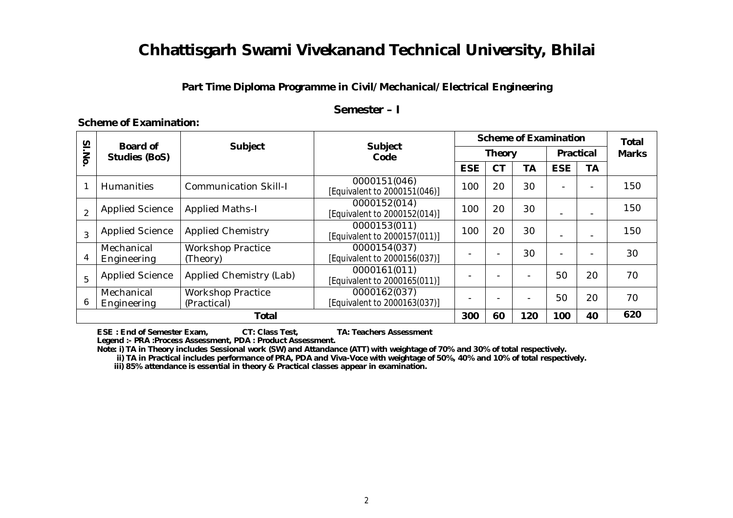# Chhattisgarh Swami Vivekanand Technical University, Bhilai

## Part Time Diploma Programme in Civil/Mechanical/Electrical Engineering

### Semester – I

**Scheme of Examination:**

| Sl.No. | Board of Studies (BoS) | Subject | Subject Code | Scheme of Examination | | | | | Total Marks |
|---|---|---|---|---|---|---|---|---|---|
| | | | | Theory | | | Practical | | |
| | | | | ESE | CT | TA | ESE | TA | |
| 1 | Humanities | Communication Skill-I | 0000151(046) [Equivalent to 2000151(046)] | 100 | 20 | 30 | - | - | 150 |
| 2 | Applied Science | Applied Maths-I | 0000152(014) [Equivalent to 2000152(014)] | 100 | 20 | 30 | - | - | 150 |
| 3 | Applied Science | Applied Chemistry | 0000153(011) [Equivalent to 2000157(011)] | 100 | 20 | 30 | - | - | 150 |
| 4 | Mechanical Engineering | Workshop Practice (Theory) | 0000154(037) [Equivalent to 2000156(037)] | - | - | 30 | - | - | 30 |
| 5 | Applied Science | Applied Chemistry (Lab) | 0000161(011) [Equivalent to 2000165(011)] | - | - | - | 50 | 20 | 70 |
| 6 | Mechanical Engineering | Workshop Practice (Practical) | 0000162(037) [Equivalent to 2000163(037)] | - | - | - | 50 | 20 | 70 |
| | | **Total** | | **300** | **60** | **120** | **100** | **40** | **620** |

**ESE : End of Semester Exam, CT: Class Test, TA: Teachers Assessment**

**Legend :- PRA :Process Assessment, PDA : Product Assessment.**

**Note: i) TA in Theory includes Sessional work (SW) and Attandance (ATT) with weightage of 70% and 30% of total respectively.**

**ii) TA in Practical includes performance of PRA, PDA and Viva-Voce with weightage of 50%, 40% and 10% of total respectively.**

**iii) 85% attendance is essential in theory & Practical classes appear in examination.**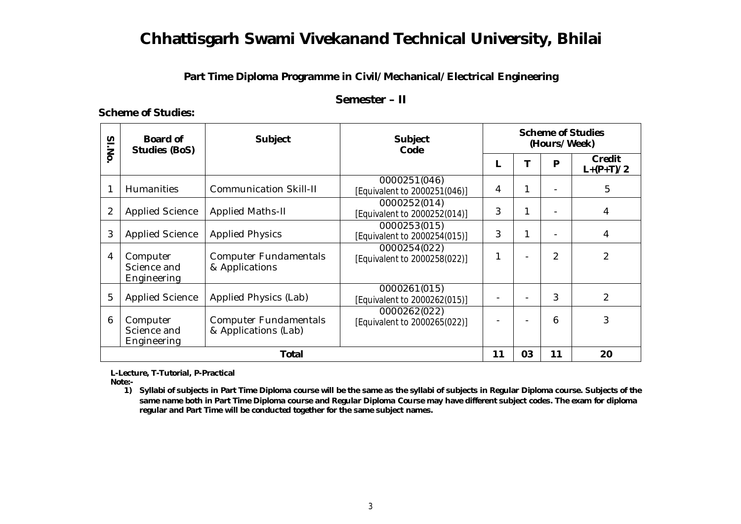# Chhattisgarh Swami Vivekanand Technical University, Bhilai

**Part Time Diploma Programme in Civil/Mechanical/Electrical Engineering**

**Semester – II**

**Scheme of Studies:**

| Sl.No. | Board of Studies (BoS) | Subject | Subject Code | Scheme of Studies (Hours/Week) | | | |
|---|---|---|---|---|---|---|---|
| | | | | L | T | P | Credit L+(P+T)/2 |
| 1 | Humanities | Communication Skill-II | 0000251(046) [Equivalent to 2000251(046)] | 4 | 1 | - | 5 |
| 2 | Applied Science | Applied Maths-II | 0000252(014) [Equivalent to 2000252(014)] | 3 | 1 | - | 4 |
| 3 | Applied Science | Applied Physics | 0000253(015) [Equivalent to 2000254(015)] | 3 | 1 | - | 4 |
| 4 | Computer Science and Engineering | Computer Fundamentals & Applications | 0000254(022) [Equivalent to 2000258(022)] | 1 | - | 2 | 2 |
| 5 | Applied Science | Applied Physics (Lab) | 0000261(015) [Equivalent to 2000262(015)] | - | - | 3 | 2 |
| 6 | Computer Science and Engineering | Computer Fundamentals & Applications (Lab) | 0000262(022) [Equivalent to 2000265(022)] | - | - | 6 | 3 |
| | | **Total** | | **11** | **03** | **11** | **20** |

**L-Lecture, T-Tutorial, P-Practical**

**Note:-**

1) **Syllabi of subjects in Part Time Diploma course will be the same as the syllabi of subjects in Regular Diploma course. Subjects of the same name both in Part Time Diploma course and Regular Diploma Course may have different subject codes. The exam for diploma regular and Part Time will be conducted together for the same subject names.**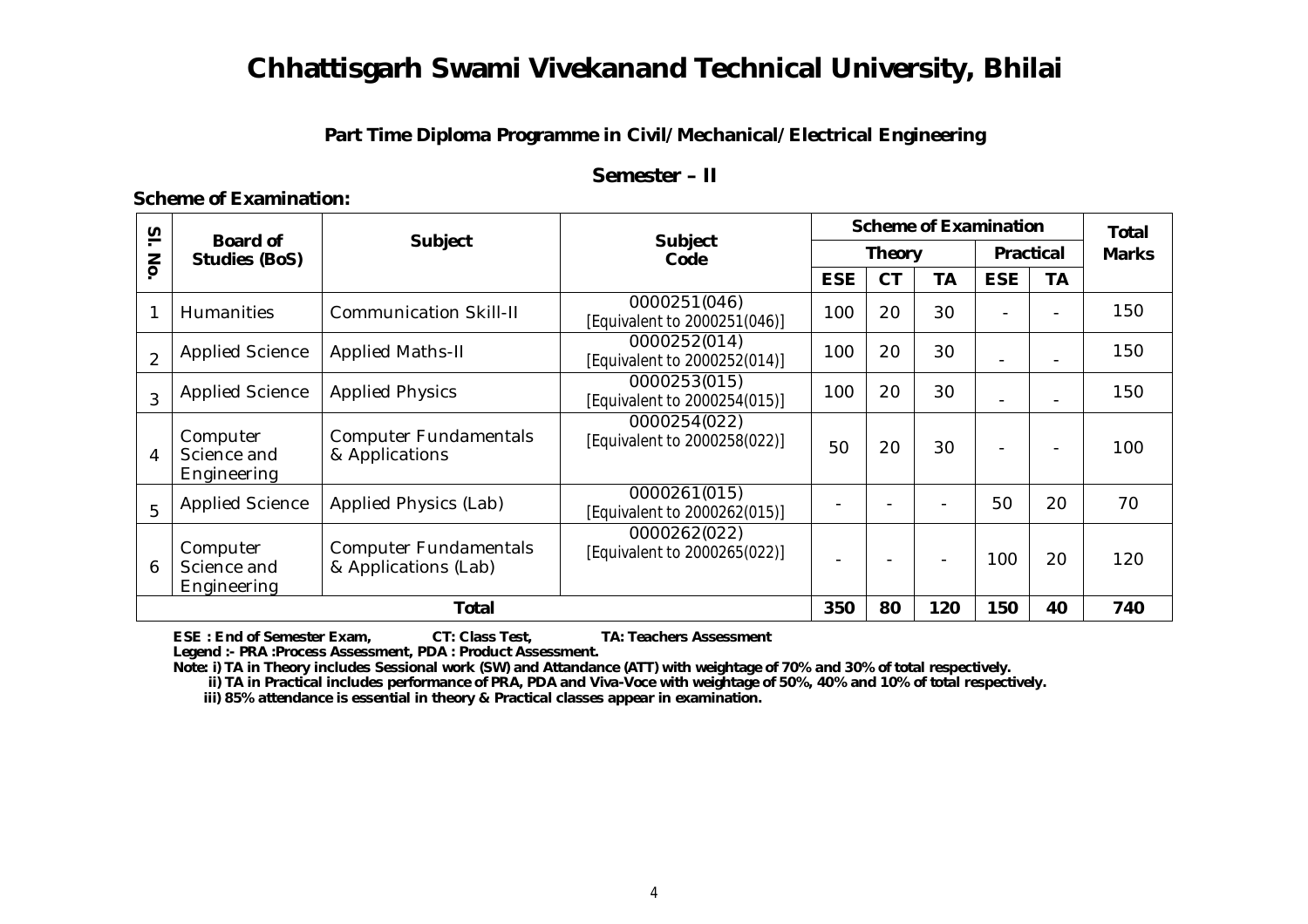# Chhattisgarh Swami Vivekanand Technical University, Bhilai

**Part Time Diploma Programme in Civil/Mechanical/Electrical Engineering**

**Semester – II**

**Scheme of Examination:**

| Sl. No. | Board of Studies (BoS) | Subject | Subject Code | Scheme of Examination | | | | | Total Marks |
|---|---|---|---|---|---|---|---|---|---|
| | | | | Theory | | | Practical | | |
| | | | | ESE | CT | TA | ESE | TA | |
| 1 | Humanities | Communication Skill-II | 0000251(046) [Equivalent to 2000251(046)] | 100 | 20 | 30 | - | - | 150 |
| 2 | Applied Science | Applied Maths-II | 0000252(014) [Equivalent to 2000252(014)] | 100 | 20 | 30 | - | - | 150 |
| 3 | Applied Science | Applied Physics | 0000253(015) [Equivalent to 2000254(015)] | 100 | 20 | 30 | - | - | 150 |
| 4 | Computer Science and Engineering | Computer Fundamentals & Applications | 0000254(022) [Equivalent to 2000258(022)] | 50 | 20 | 30 | - | - | 100 |
| 5 | Applied Science | Applied Physics (Lab) | 0000261(015) [Equivalent to 2000262(015)] | - | - | - | 50 | 20 | 70 |
| 6 | Computer Science and Engineering | Computer Fundamentals & Applications (Lab) | 0000262(022) [Equivalent to 2000265(022)] | - | - | - | 100 | 20 | 120 |
| | | **Total** | | **350** | **80** | **120** | **150** | **40** | **740** |

**ESE : End of Semester Exam, CT: Class Test, TA: Teachers Assessment**

**Legend :- PRA :Process Assessment, PDA : Product Assessment.**

**Note: i) TA in Theory includes Sessional work (SW) and Attandance (ATT) with weightage of 70% and 30% of total respectively.**

**ii) TA in Practical includes performance of PRA, PDA and Viva-Voce with weightage of 50%, 40% and 10% of total respectively.**

**iii) 85% attendance is essential in theory & Practical classes appear in examination.**